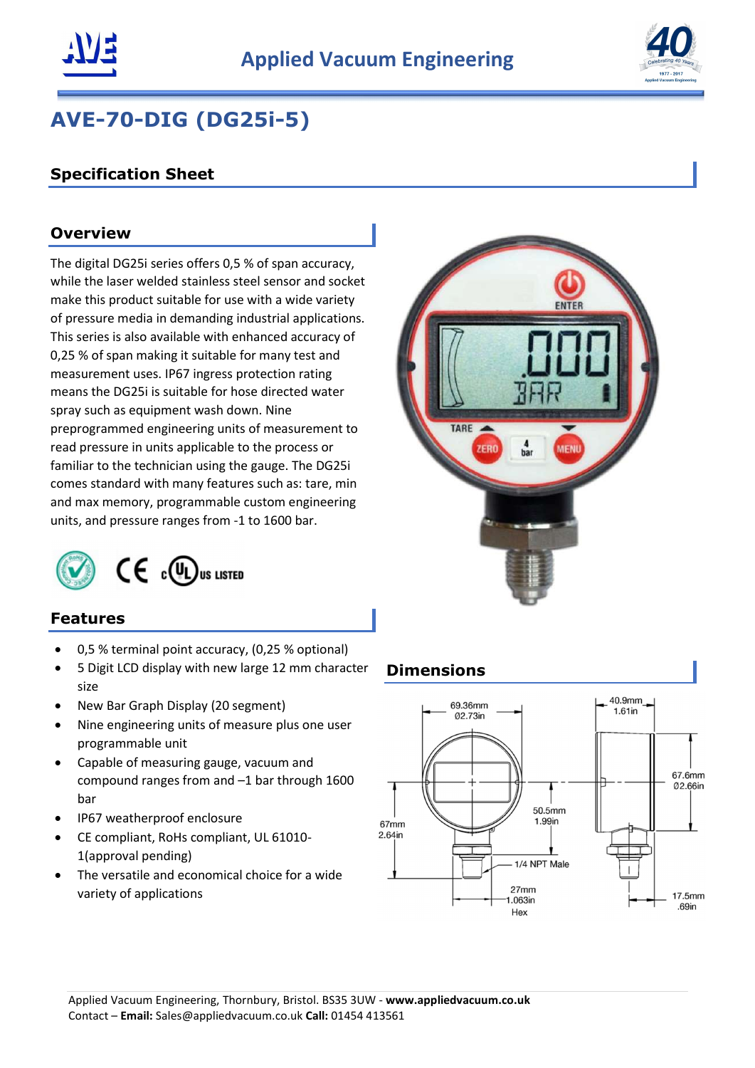# Applied Vacuum Engineering

# AVE-70-DIG (DG25i-5)

## Specification Sheet

### Overview

The digital DG25i series offers 0,5 % of span accuracy, while the laser welded stainless steel sensor and socket make this product suitable for use with a wide variety of pressure media in demanding industrial applications. This series is also available with enhanced accuracy of 0,25 % of span making it suitable for many test and measurement uses. IP67 ingress protection rating means the DG25i is suitable for hose directed water spray such as equipment wash down. Nine preprogrammed engineering units of measurement to read pressure in units applicable to the process or familiar to the technician using the gauge. The DG25i comes standard with many features such as: tare, min and max memory, programmable custom engineering units, and pressure ranges from -1 to 1600 bar.

### Features

- 0,5 % terminal point accuracy, (0,25 % optional)
- 5 Digit LCD display with new large 12 mm character size
- New Bar Graph Display (20 segment)
- Nine engineering units of measure plus one user programmable unit
- Capable of measuring gauge, vacuum and compound ranges from and –1 bar through 1600 bar
- IP67 weatherproof enclosure
- CE compliant, RoHs compliant, UL 61010-1(approval pending)
- The versatile and economical choice for a wide variety of applications

### Dimensions

69.36mm Ø2.73in
40.9mm 1.61in
67.6mm Ø2.66in
50.5mm 1.99in
67mm 2.64in
1/4 NPT Male
27mm 1.063in Hex
17.5mm .69in

Applied Vacuum Engineering, Thornbury, Bristol. BS35 3UW - **www.appliedvacuum.co.uk**
Contact – **Email:** Sales@appliedvacuum.co.uk **Call:** 01454 413561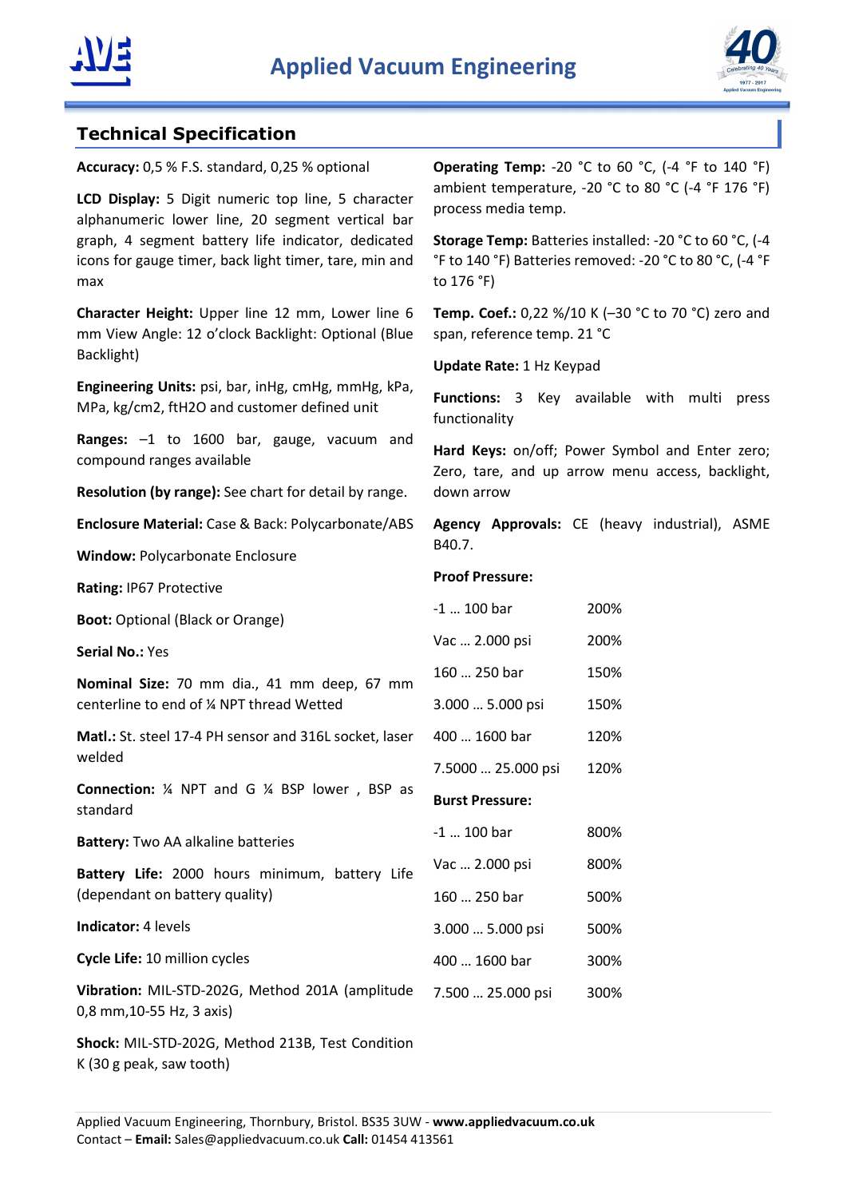# Applied Vacuum Engineering

## Technical Specification

**Accuracy:** 0,5 % F.S. standard, 0,25 % optional

**LCD Display:** 5 Digit numeric top line, 5 character alphanumeric lower line, 20 segment vertical bar graph, 4 segment battery life indicator, dedicated icons for gauge timer, back light timer, tare, min and max

**Character Height:** Upper line 12 mm, Lower line 6 mm View Angle: 12 o'clock Backlight: Optional (Blue Backlight)

**Engineering Units:** psi, bar, inHg, cmHg, mmHg, kPa, MPa, kg/cm2, ftH2O and customer defined unit

**Ranges:** –1 to 1600 bar, gauge, vacuum and compound ranges available

**Resolution (by range):** See chart for detail by range.

**Enclosure Material:** Case & Back: Polycarbonate/ABS

**Window:** Polycarbonate Enclosure

**Rating:** IP67 Protective

**Boot:** Optional (Black or Orange)

**Serial No.:** Yes

**Nominal Size:** 70 mm dia., 41 mm deep, 67 mm centerline to end of ¼ NPT thread Wetted

**Matl.:** St. steel 17-4 PH sensor and 316L socket, laser welded

**Connection:** ¼ NPT and G ¼ BSP lower , BSP as standard

**Battery:** Two AA alkaline batteries

**Battery Life:** 2000 hours minimum, battery Life (dependant on battery quality)

**Indicator:** 4 levels

**Cycle Life:** 10 million cycles

**Vibration:** MIL-STD-202G, Method 201A (amplitude 0,8 mm,10-55 Hz, 3 axis)

**Shock:** MIL-STD-202G, Method 213B, Test Condition K (30 g peak, saw tooth)

**Operating Temp:** -20 °C to 60 °C, (-4 °F to 140 °F) ambient temperature, -20 °C to 80 °C (-4 °F 176 °F) process media temp.

**Storage Temp:** Batteries installed: -20 °C to 60 °C, (-4 °F to 140 °F) Batteries removed: -20 °C to 80 °C, (-4 °F to 176 °F)

**Temp. Coef.:** 0,22 %/10 K (–30 °C to 70 °C) zero and span, reference temp. 21 °C

**Update Rate:** 1 Hz Keypad

**Functions:** 3 Key available with multi press functionality

**Hard Keys:** on/off; Power Symbol and Enter zero; Zero, tare, and up arrow menu access, backlight, down arrow

**Agency Approvals:** CE (heavy industrial), ASME B40.7.

**Proof Pressure:**

| | |
|---|---|
| -1 … 100 bar | 200% |
| Vac … 2.000 psi | 200% |
| 160 … 250 bar | 150% |
| 3.000 … 5.000 psi | 150% |
| 400 … 1600 bar | 120% |
| 7.5000 … 25.000 psi | 120% |

**Burst Pressure:**

| | |
|---|---|
| -1 … 100 bar | 800% |
| Vac … 2.000 psi | 800% |
| 160 … 250 bar | 500% |
| 3.000 … 5.000 psi | 500% |
| 400 … 1600 bar | 300% |
| 7.500 … 25.000 psi | 300% |

Applied Vacuum Engineering, Thornbury, Bristol. BS35 3UW - **www.appliedvacuum.co.uk**
Contact – **Email:** Sales@appliedvacuum.co.uk **Call:** 01454 413561